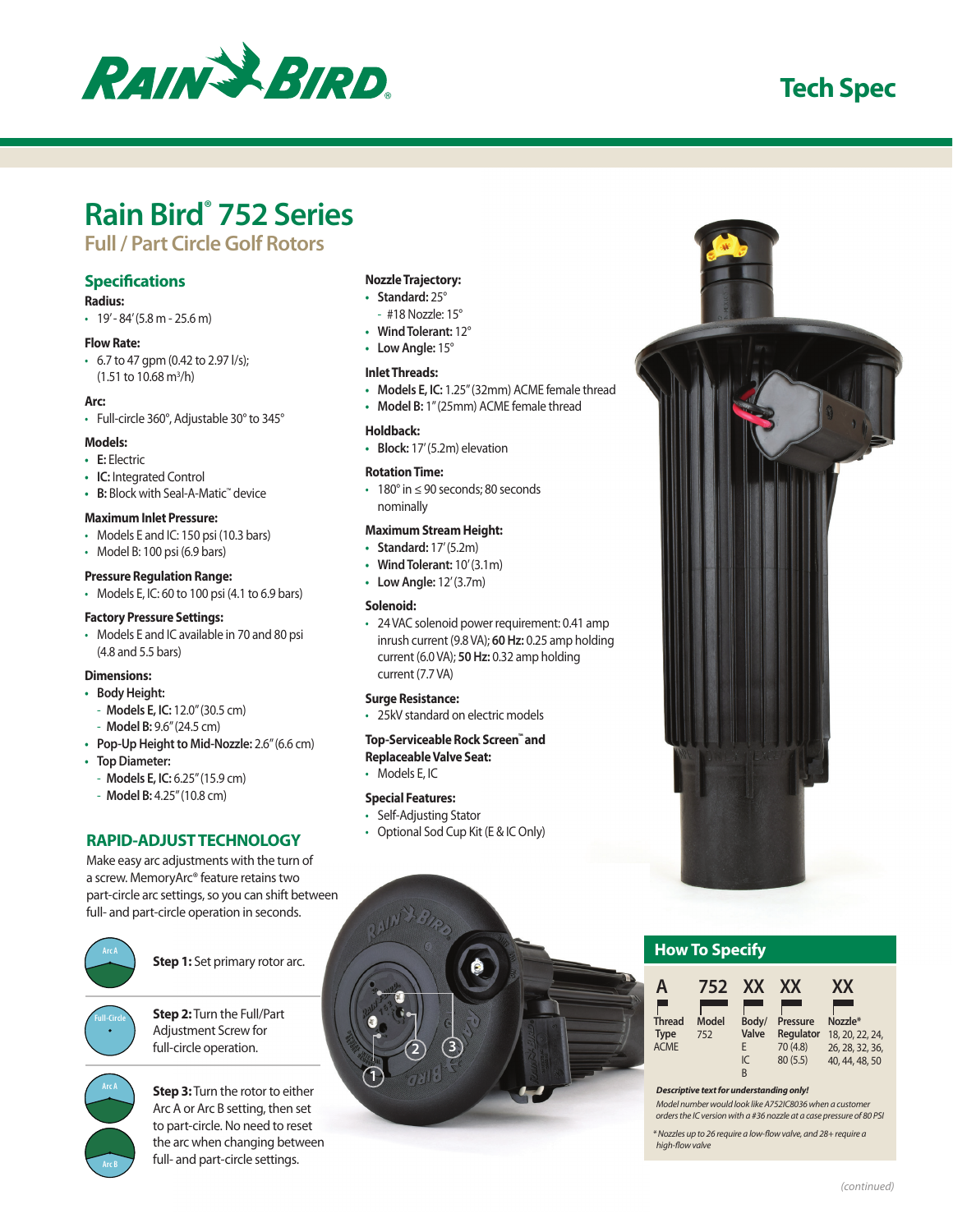Tech Spec

# Rain Bird® 752 Series

## Full / Part Circle Golf Rotors

### Specifications

**Radius:**

- 19' - 84' (5.8 m - 25.6 m)

**Flow Rate:**

- 6.7 to 47 gpm (0.42 to 2.97 l/s); (1.51 to 10.68 $m^3$/h)

**Arc:**

- Full-circle 360°, Adjustable 30° to 345°

**Models:**

- **E:** Electric
- **IC:** Integrated Control
- **B:** Block with Seal-A-Matic™ device

**Maximum Inlet Pressure:**

- Models E and IC: 150 psi (10.3 bars)
- Model B: 100 psi (6.9 bars)

**Pressure Regulation Range:**

- Models E, IC: 60 to 100 psi (4.1 to 6.9 bars)

**Factory Pressure Settings:**

- Models E and IC available in 70 and 80 psi (4.8 and 5.5 bars)

**Dimensions:**

- **Body Height:**
  - **Models E, IC:** 12.0" (30.5 cm)
  - **Model B:** 9.6" (24.5 cm)
- **Pop-Up Height to Mid-Nozzle:** 2.6" (6.6 cm)
- **Top Diameter:**
  - **Models E, IC:** 6.25" (15.9 cm)
  - **Model B:** 4.25" (10.8 cm)

**Nozzle Trajectory:**

- **Standard:** 25°
  - #18 Nozzle: 15°
- **Wind Tolerant:** 12°
- **Low Angle:** 15°

**Inlet Threads:**

- **Models E, IC:** 1.25" (32mm) ACME female thread
- **Model B:** 1" (25mm) ACME female thread

**Holdback:**

- **Block:** 17' (5.2m) elevation

**Rotation Time:**

- 180° in ≤ 90 seconds; 80 seconds nominally

**Maximum Stream Height:**

- **Standard:** 17' (5.2m)
- **Wind Tolerant:** 10' (3.1m)
- **Low Angle:** 12' (3.7m)

**Solenoid:**

- 24 VAC solenoid power requirement: 0.41 amp inrush current (9.8 VA); **60 Hz:** 0.25 amp holding current (6.0 VA); **50 Hz:** 0.32 amp holding current (7.7 VA)

**Surge Resistance:**

- 25kV standard on electric models

**Top-Serviceable Rock Screen™ and Replaceable Valve Seat:**

- Models E, IC

**Special Features:**

- Self-Adjusting Stator
- Optional Sod Cup Kit (E & IC Only)

### RAPID-ADJUST TECHNOLOGY

Make easy arc adjustments with the turn of a screw. MemoryArc® feature retains two part-circle arc settings, so you can shift between full- and part-circle operation in seconds.

**Step 1:** Set primary rotor arc.

**Step 2:** Turn the Full/Part Adjustment Screw for full-circle operation.

**Step 3:** Turn the rotor to either Arc A or Arc B setting, then set to part-circle. No need to reset the arc when changing between full- and part-circle settings.

### How To Specify

| A | 752 | XX | XX | XX |
|---|---|---|---|---|
| Thread Type | Model | Body/ Valve | Pressure Regulator | Nozzle* |
| ACME | 752 | E<br>IC<br>B | 70 (4.8)<br>80 (5.5) | 18, 20, 22, 24, 26, 28, 32, 36, 40, 44, 48, 50 |

***Descriptive text for understanding only!***

*Model number would look like A752IC8036 when a customer orders the IC version with a #36 nozzle at a case pressure of 80 PSI*

*\* Nozzles up to 26 require a low-flow valve, and 28+ require a high-flow valve*

*(continued)*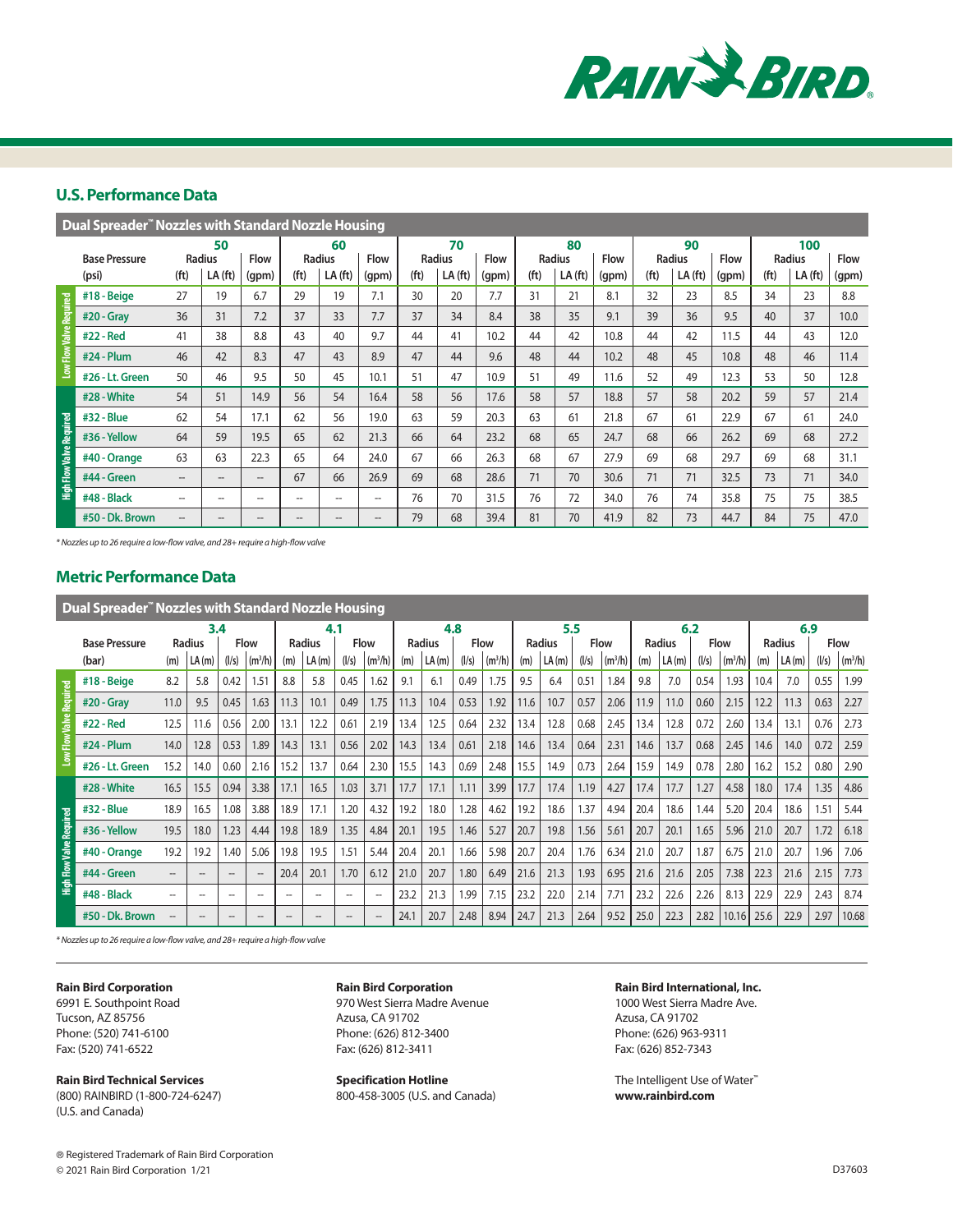## U.S. Performance Data

| Dual Spreader™ Nozzles with Standard Nozzle Housing | | | | | | | | | | | | | | | | | | | |
|---|---|---|---|---|---|---|---|---|---|---|---|---|---|---|---|---|---|---|---|
| | | 50 | | | 60 | | | 70 | | | 80 | | | 90 | | | 100 | | |
| | Base Pressure | Radius | | Flow | Radius | | Flow | Radius | | Flow | Radius | | Flow | Radius | | Flow | Radius | | Flow |
| | (psi) | (ft) | LA (ft) | (gpm) | (ft) | LA (ft) | (gpm) | (ft) | LA (ft) | (gpm) | (ft) | LA (ft) | (gpm) | (ft) | LA (ft) | (gpm) | (ft) | LA (ft) | (gpm) |
| Low Flow Valve Required | #18 - Beige | 27 | 19 | 6.7 | 29 | 19 | 7.1 | 30 | 20 | 7.7 | 31 | 21 | 8.1 | 32 | 23 | 8.5 | 34 | 23 | 8.8 |
| | #20 - Gray | 36 | 31 | 7.2 | 37 | 33 | 7.7 | 37 | 34 | 8.4 | 38 | 35 | 9.1 | 39 | 36 | 9.5 | 40 | 37 | 10.0 |
| | #22 - Red | 41 | 38 | 8.8 | 43 | 40 | 9.7 | 44 | 41 | 10.2 | 44 | 42 | 10.8 | 44 | 42 | 11.5 | 44 | 43 | 12.0 |
| | #24 - Plum | 46 | 42 | 8.3 | 47 | 43 | 8.9 | 47 | 44 | 9.6 | 48 | 44 | 10.2 | 48 | 45 | 10.8 | 48 | 46 | 11.4 |
| | #26 - Lt. Green | 50 | 46 | 9.5 | 50 | 45 | 10.1 | 51 | 47 | 10.9 | 51 | 49 | 11.6 | 52 | 49 | 12.3 | 53 | 50 | 12.8 |
| High Flow Valve Required | #28 - White | 54 | 51 | 14.9 | 56 | 54 | 16.4 | 58 | 56 | 17.6 | 58 | 57 | 18.8 | 57 | 58 | 20.2 | 59 | 57 | 21.4 |
| | #32 - Blue | 62 | 54 | 17.1 | 62 | 56 | 19.0 | 63 | 59 | 20.3 | 63 | 61 | 21.8 | 67 | 61 | 22.9 | 67 | 61 | 24.0 |
| | #36 - Yellow | 64 | 59 | 19.5 | 65 | 62 | 21.3 | 66 | 64 | 23.2 | 68 | 65 | 24.7 | 68 | 66 | 26.2 | 69 | 68 | 27.2 |
| | #40 - Orange | 63 | 63 | 22.3 | 65 | 64 | 24.0 | 67 | 66 | 26.3 | 68 | 67 | 27.9 | 69 | 68 | 29.7 | 69 | 68 | 31.1 |
| | #44 - Green | -- | -- | -- | 67 | 66 | 26.9 | 69 | 68 | 28.6 | 71 | 70 | 30.6 | 71 | 71 | 32.5 | 73 | 71 | 34.0 |
| | #48 - Black | -- | -- | -- | -- | -- | -- | 76 | 70 | 31.5 | 76 | 72 | 34.0 | 76 | 74 | 35.8 | 75 | 75 | 38.5 |
| | #50 - Dk. Brown | -- | -- | -- | -- | -- | -- | 79 | 68 | 39.4 | 81 | 70 | 41.9 | 82 | 73 | 44.7 | 84 | 75 | 47.0 |

*\* Nozzles up to 26 require a low-flow valve, and 28+ require a high-flow valve*

## Metric Performance Data

| Dual Spreader™ Nozzles with Standard Nozzle Housing | | | | | | | | | | | | | | | | | | | | | | | | | |
|---|---|---|---|---|---|---|---|---|---|---|---|---|---|---|---|---|---|---|---|---|---|---|---|---|---|
| | | 3.4 | | | | 4.1 | | | | 4.8 | | | | 5.5 | | | | 6.2 | | | | 6.9 | | | |
| | Base Pressure | Radius | | Flow | | Radius | | Flow | | Radius | | Flow | | Radius | | Flow | | Radius | | Flow | | Radius | | Flow | |
| | (bar) | (m) | LA (m) | (l/s) | ($m^3$/h) | (m) | LA (m) | (l/s) | ($m^3$/h) | (m) | LA (m) | (l/s) | ($m^3$/h) | (m) | LA (m) | (l/s) | ($m^3$/h) | (m) | LA (m) | (l/s) | ($m^3$/h) | (m) | LA (m) | (l/s) | ($m^3$/h) |
| Low Flow Valve Required | #18 - Beige | 8.2 | 5.8 | 0.42 | 1.51 | 8.8 | 5.8 | 0.45 | 1.62 | 9.1 | 6.1 | 0.49 | 1.75 | 9.5 | 6.4 | 0.51 | 1.84 | 9.8 | 7.0 | 0.54 | 1.93 | 10.4 | 7.0 | 0.55 | 1.99 |
| | #20 - Gray | 11.0 | 9.5 | 0.45 | 1.63 | 11.3 | 10.1 | 0.49 | 1.75 | 11.3 | 10.4 | 0.53 | 1.92 | 11.6 | 10.7 | 0.57 | 2.06 | 11.9 | 11.0 | 0.60 | 2.15 | 12.2 | 11.3 | 0.63 | 2.27 |
| | #22 - Red | 12.5 | 11.6 | 0.56 | 2.00 | 13.1 | 12.2 | 0.61 | 2.19 | 13.4 | 12.5 | 0.64 | 2.32 | 13.4 | 12.8 | 0.68 | 2.45 | 13.4 | 12.8 | 0.72 | 2.60 | 13.4 | 13.1 | 0.76 | 2.73 |
| | #24 - Plum | 14.0 | 12.8 | 0.53 | 1.89 | 14.3 | 13.1 | 0.56 | 2.02 | 14.3 | 13.4 | 0.61 | 2.18 | 14.6 | 13.4 | 0.64 | 2.31 | 14.6 | 13.7 | 0.68 | 2.45 | 14.6 | 14.0 | 0.72 | 2.59 |
| | #26 - Lt. Green | 15.2 | 14.0 | 0.60 | 2.16 | 15.2 | 13.7 | 0.64 | 2.30 | 15.5 | 14.3 | 0.69 | 2.48 | 15.5 | 14.9 | 0.73 | 2.64 | 15.9 | 14.9 | 0.78 | 2.80 | 16.2 | 15.2 | 0.80 | 2.90 |
| High Flow Valve Required | #28 - White | 16.5 | 15.5 | 0.94 | 3.38 | 17.1 | 16.5 | 1.03 | 3.71 | 17.7 | 17.1 | 1.11 | 3.99 | 17.7 | 17.4 | 1.19 | 4.27 | 17.4 | 17.7 | 1.27 | 4.58 | 18.0 | 17.4 | 1.35 | 4.86 |
| | #32 - Blue | 18.9 | 16.5 | 1.08 | 3.88 | 18.9 | 17.1 | 1.20 | 4.32 | 19.2 | 18.0 | 1.28 | 4.62 | 19.2 | 18.6 | 1.37 | 4.94 | 20.4 | 18.6 | 1.44 | 5.20 | 20.4 | 18.6 | 1.51 | 5.44 |
| | #36 - Yellow | 19.5 | 18.0 | 1.23 | 4.44 | 19.8 | 18.9 | 1.35 | 4.84 | 20.1 | 19.5 | 1.46 | 5.27 | 20.7 | 19.8 | 1.56 | 5.61 | 20.7 | 20.1 | 1.65 | 5.96 | 21.0 | 20.7 | 1.72 | 6.18 |
| | #40 - Orange | 19.2 | 19.2 | 1.40 | 5.06 | 19.8 | 19.5 | 1.51 | 5.44 | 20.4 | 20.1 | 1.66 | 5.98 | 20.7 | 20.4 | 1.76 | 6.34 | 21.0 | 20.7 | 1.87 | 6.75 | 21.0 | 20.7 | 1.96 | 7.06 |
| | #44 - Green | -- | -- | -- | -- | 20.4 | 20.1 | 1.70 | 6.12 | 21.0 | 20.7 | 1.80 | 6.49 | 21.6 | 21.3 | 1.93 | 6.95 | 21.6 | 21.6 | 2.05 | 7.38 | 22.3 | 21.6 | 2.15 | 7.73 |
| | #48 - Black | -- | -- | -- | -- | -- | -- | -- | -- | 23.2 | 21.3 | 1.99 | 7.15 | 23.2 | 22.0 | 2.14 | 7.71 | 23.2 | 22.6 | 2.26 | 8.13 | 22.9 | 22.9 | 2.43 | 8.74 |
| | #50 - Dk. Brown | -- | -- | -- | -- | -- | -- | -- | -- | 24.1 | 20.7 | 2.48 | 8.94 | 24.7 | 21.3 | 2.64 | 9.52 | 25.0 | 22.3 | 2.82 | 10.16 | 25.6 | 22.9 | 2.97 | 10.68 |

*\* Nozzles up to 26 require a low-flow valve, and 28+ require a high-flow valve*

**Rain Bird Corporation**
6991 E. Southpoint Road
Tucson, AZ 85756
Phone: (520) 741-6100
Fax: (520) 741-6522

**Rain Bird Technical Services**
(800) RAINBIRD (1-800-724-6247)
(U.S. and Canada)

**Rain Bird Corporation**
970 West Sierra Madre Avenue
Azusa, CA 91702
Phone: (626) 812-3400
Fax: (626) 812-3411

**Specification Hotline**
800-458-3005 (U.S. and Canada)

**Rain Bird International, Inc.**
1000 West Sierra Madre Ave.
Azusa, CA 91702
Phone: (626) 963-9311
Fax: (626) 852-7343

The Intelligent Use of Water™
**www.rainbird.com**

® Registered Trademark of Rain Bird Corporation
© 2021 Rain Bird Corporation 1/21

D37603